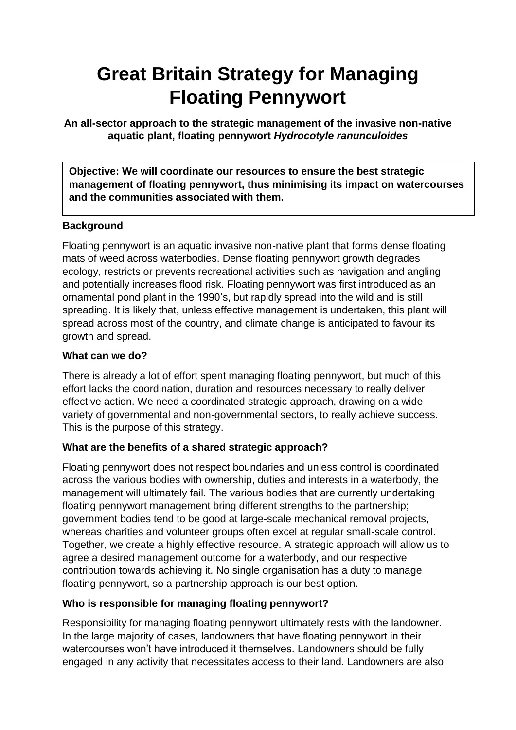# Great Britain Strategy for Managing Floating Pennywort

**An all-sector approach to the strategic management of the invasive non-native aquatic plant, floating pennywort *Hydrocotyle ranunculoides***

> **Objective: We will coordinate our resources to ensure the best strategic management of floating pennywort, thus minimising its impact on watercourses and the communities associated with them.**

**Background**

Floating pennywort is an aquatic invasive non-native plant that forms dense floating mats of weed across waterbodies. Dense floating pennywort growth degrades ecology, restricts or prevents recreational activities such as navigation and angling and potentially increases flood risk. Floating pennywort was first introduced as an ornamental pond plant in the 1990's, but rapidly spread into the wild and is still spreading. It is likely that, unless effective management is undertaken, this plant will spread across most of the country, and climate change is anticipated to favour its growth and spread.

**What can we do?**

There is already a lot of effort spent managing floating pennywort, but much of this effort lacks the coordination, duration and resources necessary to really deliver effective action. We need a coordinated strategic approach, drawing on a wide variety of governmental and non-governmental sectors, to really achieve success. This is the purpose of this strategy.

**What are the benefits of a shared strategic approach?**

Floating pennywort does not respect boundaries and unless control is coordinated across the various bodies with ownership, duties and interests in a waterbody, the management will ultimately fail. The various bodies that are currently undertaking floating pennywort management bring different strengths to the partnership; government bodies tend to be good at large-scale mechanical removal projects, whereas charities and volunteer groups often excel at regular small-scale control. Together, we create a highly effective resource. A strategic approach will allow us to agree a desired management outcome for a waterbody, and our respective contribution towards achieving it. No single organisation has a duty to manage floating pennywort, so a partnership approach is our best option.

**Who is responsible for managing floating pennywort?**

Responsibility for managing floating pennywort ultimately rests with the landowner. In the large majority of cases, landowners that have floating pennywort in their watercourses won't have introduced it themselves. Landowners should be fully engaged in any activity that necessitates access to their land. Landowners are also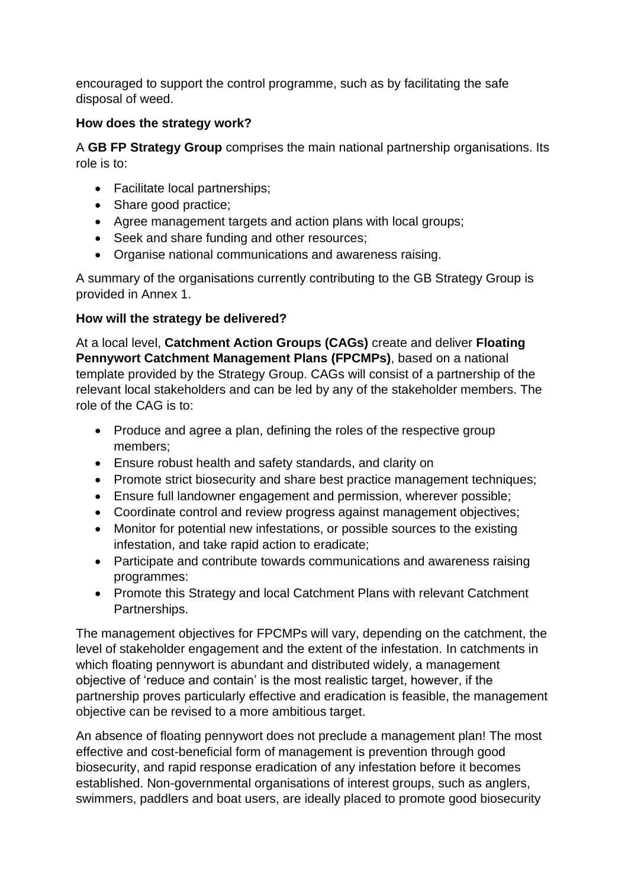encouraged to support the control programme, such as by facilitating the safe disposal of weed.

**How does the strategy work?**

A **GB FP Strategy Group** comprises the main national partnership organisations. Its role is to:

- Facilitate local partnerships;
- Share good practice;
- Agree management targets and action plans with local groups;
- Seek and share funding and other resources;
- Organise national communications and awareness raising.

A summary of the organisations currently contributing to the GB Strategy Group is provided in Annex 1.

**How will the strategy be delivered?**

At a local level, **Catchment Action Groups (CAGs)** create and deliver **Floating Pennywort Catchment Management Plans (FPCMPs)**, based on a national template provided by the Strategy Group. CAGs will consist of a partnership of the relevant local stakeholders and can be led by any of the stakeholder members. The role of the CAG is to:

- Produce and agree a plan, defining the roles of the respective group members;
- Ensure robust health and safety standards, and clarity on
- Promote strict biosecurity and share best practice management techniques;
- Ensure full landowner engagement and permission, wherever possible;
- Coordinate control and review progress against management objectives;
- Monitor for potential new infestations, or possible sources to the existing infestation, and take rapid action to eradicate;
- Participate and contribute towards communications and awareness raising programmes:
- Promote this Strategy and local Catchment Plans with relevant Catchment Partnerships.

The management objectives for FPCMPs will vary, depending on the catchment, the level of stakeholder engagement and the extent of the infestation. In catchments in which floating pennywort is abundant and distributed widely, a management objective of 'reduce and contain' is the most realistic target, however, if the partnership proves particularly effective and eradication is feasible, the management objective can be revised to a more ambitious target.

An absence of floating pennywort does not preclude a management plan! The most effective and cost-beneficial form of management is prevention through good biosecurity, and rapid response eradication of any infestation before it becomes established. Non-governmental organisations of interest groups, such as anglers, swimmers, paddlers and boat users, are ideally placed to promote good biosecurity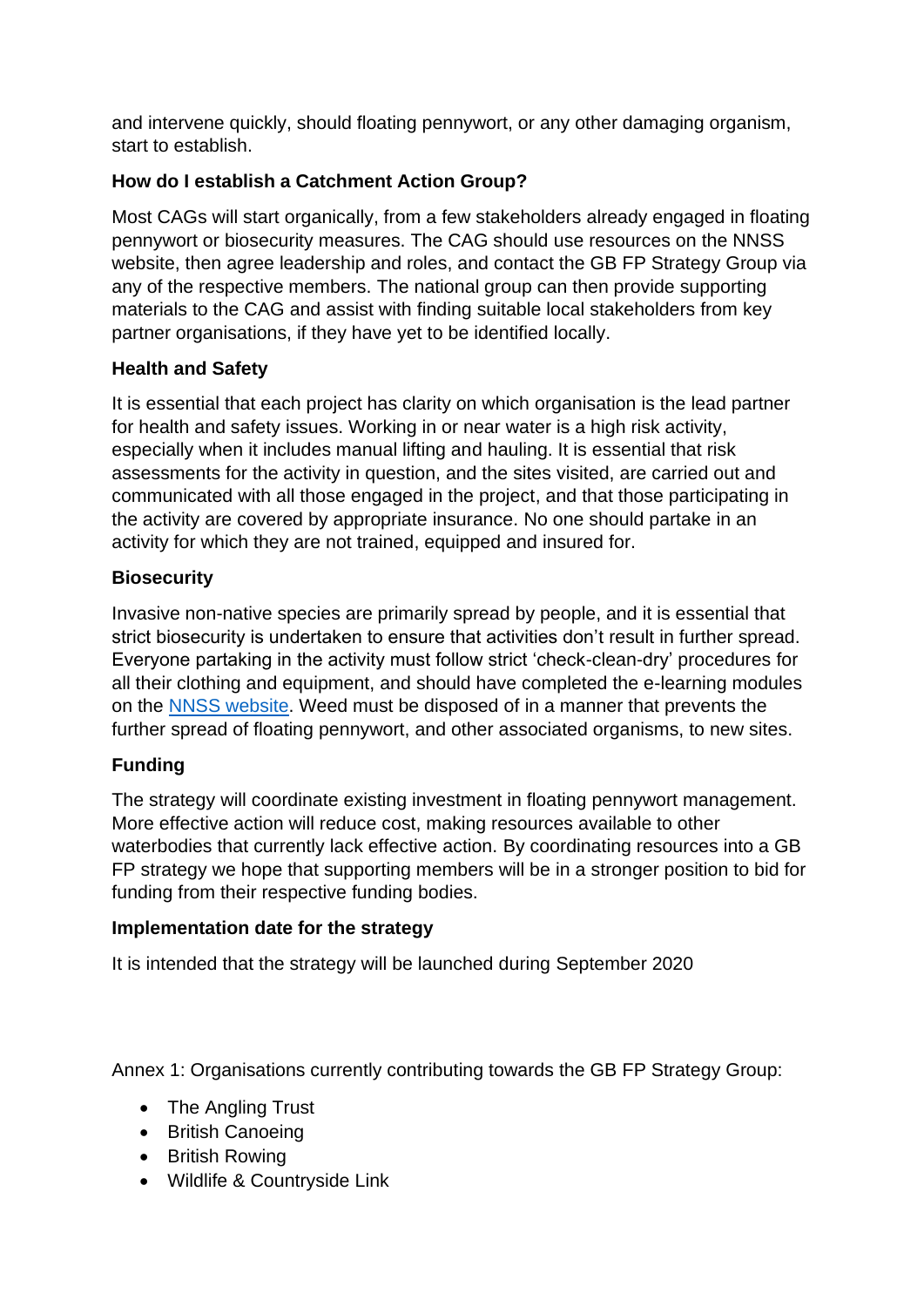and intervene quickly, should floating pennywort, or any other damaging organism, start to establish.

**How do I establish a Catchment Action Group?**

Most CAGs will start organically, from a few stakeholders already engaged in floating pennywort or biosecurity measures. The CAG should use resources on the NNSS website, then agree leadership and roles, and contact the GB FP Strategy Group via any of the respective members. The national group can then provide supporting materials to the CAG and assist with finding suitable local stakeholders from key partner organisations, if they have yet to be identified locally.

**Health and Safety**

It is essential that each project has clarity on which organisation is the lead partner for health and safety issues. Working in or near water is a high risk activity, especially when it includes manual lifting and hauling. It is essential that risk assessments for the activity in question, and the sites visited, are carried out and communicated with all those engaged in the project, and that those participating in the activity are covered by appropriate insurance. No one should partake in an activity for which they are not trained, equipped and insured for.

**Biosecurity**

Invasive non-native species are primarily spread by people, and it is essential that strict biosecurity is undertaken to ensure that activities don't result in further spread. Everyone partaking in the activity must follow strict 'check-clean-dry' procedures for all their clothing and equipment, and should have completed the e-learning modules on the NNSS website. Weed must be disposed of in a manner that prevents the further spread of floating pennywort, and other associated organisms, to new sites.

**Funding**

The strategy will coordinate existing investment in floating pennywort management. More effective action will reduce cost, making resources available to other waterbodies that currently lack effective action. By coordinating resources into a GB FP strategy we hope that supporting members will be in a stronger position to bid for funding from their respective funding bodies.

**Implementation date for the strategy**

It is intended that the strategy will be launched during September 2020

Annex 1: Organisations currently contributing towards the GB FP Strategy Group:

- The Angling Trust
- British Canoeing
- British Rowing
- Wildlife & Countryside Link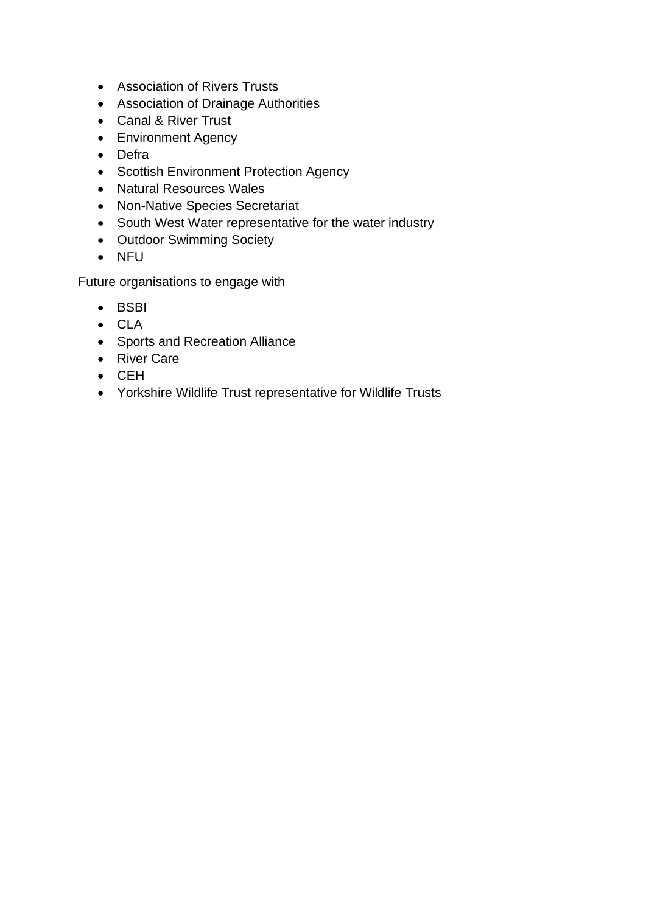- Association of Rivers Trusts
- Association of Drainage Authorities
- Canal & River Trust
- Environment Agency
- Defra
- Scottish Environment Protection Agency
- Natural Resources Wales
- Non-Native Species Secretariat
- South West Water representative for the water industry
- Outdoor Swimming Society
- NFU

Future organisations to engage with

- BSBI
- CLA
- Sports and Recreation Alliance
- River Care
- CEH
- Yorkshire Wildlife Trust representative for Wildlife Trusts